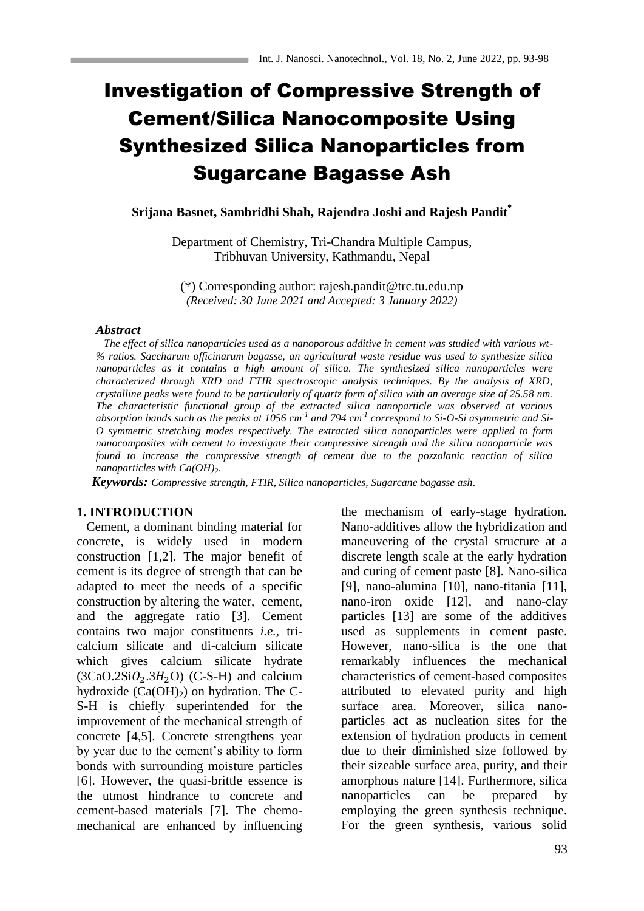# Investigation of Compressive Strength of Cement/Silica Nanocomposite Using Synthesized Silica Nanoparticles from Sugarcane Bagasse Ash

**Srijana Basnet, Sambridhi Shah, Rajendra Joshi and Rajesh Pandit***

Department of Chemistry, Tri-Chandra Multiple Campus, Tribhuvan University, Kathmandu, Nepal

(*) Corresponding author: rajesh.pandit@trc.tu.edu.np
*(Received: 30 June 2021 and Accepted: 3 January 2022)*

### *Abstract*

*The effect of silica nanoparticles used as a nanoporous additive in cement was studied with various wt-% ratios. Saccharum officinarum bagasse, an agricultural waste residue was used to synthesize silica nanoparticles as it contains a high amount of silica. The synthesized silica nanoparticles were characterized through XRD and FTIR spectroscopic analysis techniques. By the analysis of XRD, crystalline peaks were found to be particularly of quartz form of silica with an average size of 25.58 nm. The characteristic functional group of the extracted silica nanoparticle was observed at various absorption bands such as the peaks at 1056 $cm^{-1}$ and 794 $cm^{-1}$ correspond to Si-O-Si asymmetric and Si-O symmetric stretching modes respectively. The extracted silica nanoparticles were applied to form nanocomposites with cement to investigate their compressive strength and the silica nanoparticle was found to increase the compressive strength of cement due to the pozzolanic reaction of silica nanoparticles with $Ca(OH)_2$.*

***Keywords:*** *Compressive strength, FTIR, Silica nanoparticles, Sugarcane bagasse ash*.

## 1. INTRODUCTION

Cement, a dominant binding material for concrete, is widely used in modern construction [1,2]. The major benefit of cement is its degree of strength that can be adapted to meet the needs of a specific construction by altering the water, cement, and the aggregate ratio [3]. Cement contains two major constituents *i.e.*, tri-calcium silicate and di-calcium silicate which gives calcium silicate hydrate ($3CaO.2SiO_2.3H_2O$) (C-S-H) and calcium hydroxide ($Ca(OH)_2$) on hydration. The C-S-H is chiefly superintended for the improvement of the mechanical strength of concrete [4,5]. Concrete strengthens year by year due to the cement's ability to form bonds with surrounding moisture particles [6]. However, the quasi-brittle essence is the utmost hindrance to concrete and cement-based materials [7]. The chemo-mechanical are enhanced by influencing the mechanism of early-stage hydration. Nano-additives allow the hybridization and maneuvering of the crystal structure at a discrete length scale at the early hydration and curing of cement paste [8]. Nano-silica [9], nano-alumina [10], nano-titania [11], nano-iron oxide [12], and nano-clay particles [13] are some of the additives used as supplements in cement paste. However, nano-silica is the one that remarkably influences the mechanical characteristics of cement-based composites attributed to elevated purity and high surface area. Moreover, silica nano-particles act as nucleation sites for the extension of hydration products in cement due to their diminished size followed by their sizeable surface area, purity, and their amorphous nature [14]. Furthermore, silica nanoparticles can be prepared by employing the green synthesis technique. For the green synthesis, various solid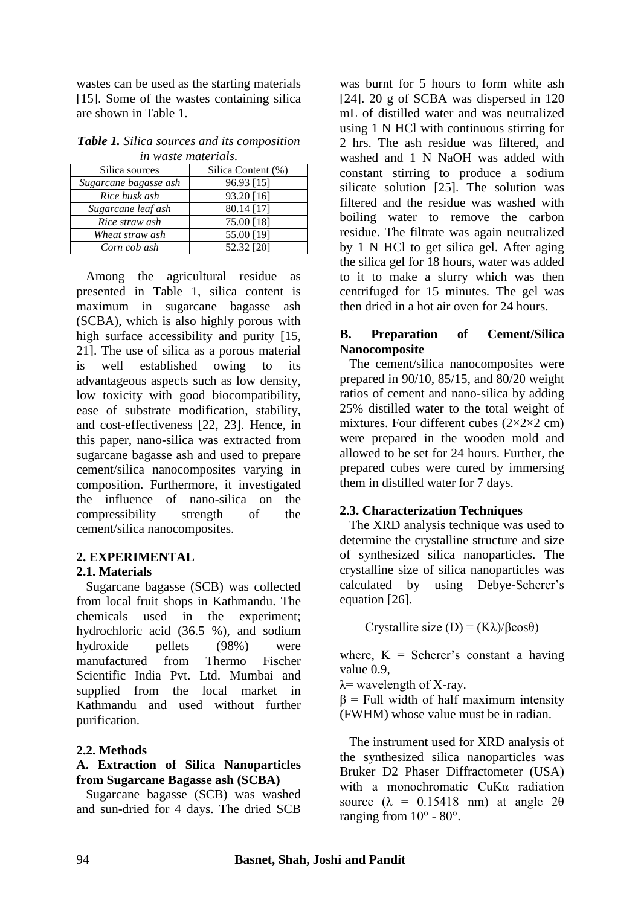wastes can be used as the starting materials [15]. Some of the wastes containing silica are shown in Table 1.

***Table 1.** Silica sources and its composition in waste materials.*

| Silica sources | Silica Content (%) |
| --- | --- |
| *Sugarcane bagasse ash* | 96.93 [15] |
| *Rice husk ash* | 93.20 [16] |
| *Sugarcane leaf ash* | 80.14 [17] |
| *Rice straw ash* | 75.00 [18] |
| *Wheat straw ash* | 55.00 [19] |
| *Corn cob ash* | 52.32 [20] |

Among the agricultural residue as presented in Table 1, silica content is maximum in sugarcane bagasse ash (SCBA), which is also highly porous with high surface accessibility and purity [15, 21]. The use of silica as a porous material is well established owing to its advantageous aspects such as low density, low toxicity with good biocompatibility, ease of substrate modification, stability, and cost-effectiveness [22, 23]. Hence, in this paper, nano-silica was extracted from sugarcane bagasse ash and used to prepare cement/silica nanocomposites varying in composition. Furthermore, it investigated the influence of nano-silica on the compressibility strength of the cement/silica nanocomposites.

## 2. EXPERIMENTAL

### 2.1. Materials

Sugarcane bagasse (SCB) was collected from local fruit shops in Kathmandu. The chemicals used in the experiment; hydrochloric acid (36.5 %), and sodium hydroxide pellets (98%) were manufactured from Thermo Fischer Scientific India Pvt. Ltd. Mumbai and supplied from the local market in Kathmandu and used without further purification.

### 2.2. Methods

#### A. Extraction of Silica Nanoparticles from Sugarcane Bagasse ash (SCBA)

Sugarcane bagasse (SCB) was washed and sun-dried for 4 days. The dried SCB was burnt for 5 hours to form white ash [24]. 20 g of SCBA was dispersed in 120 mL of distilled water and was neutralized using 1 N HCl with continuous stirring for 2 hrs. The ash residue was filtered, and washed and 1 N NaOH was added with constant stirring to produce a sodium silicate solution [25]. The solution was filtered and the residue was washed with boiling water to remove the carbon residue. The filtrate was again neutralized by 1 N HCl to get silica gel. After aging the silica gel for 18 hours, water was added to it to make a slurry which was then centrifuged for 15 minutes. The gel was then dried in a hot air oven for 24 hours.

#### B. Preparation of Cement/Silica Nanocomposite

The cement/silica nanocomposites were prepared in 90/10, 85/15, and 80/20 weight ratios of cement and nano-silica by adding 25% distilled water to the total weight of mixtures. Four different cubes (2×2×2 cm) were prepared in the wooden mold and allowed to be set for 24 hours. Further, the prepared cubes were cured by immersing them in distilled water for 7 days.

### 2.3. Characterization Techniques

The XRD analysis technique was used to determine the crystalline structure and size of synthesized silica nanoparticles. The crystalline size of silica nanoparticles was calculated by using Debye-Scherer's equation [26].

$$\text{Crystallite size } (D) = (K\lambda)/\beta\cos\theta)$$

where, $K$ = Scherer's constant a having value 0.9,

$\lambda$= wavelength of X-ray.

$\beta$ = Full width of half maximum intensity (FWHM) whose value must be in radian.

The instrument used for XRD analysis of the synthesized silica nanoparticles was Bruker D2 Phaser Diffractometer (USA) with a monochromatic CuKα radiation source ($\lambda$ = 0.15418 nm) at angle 2θ ranging from 10° - 80°.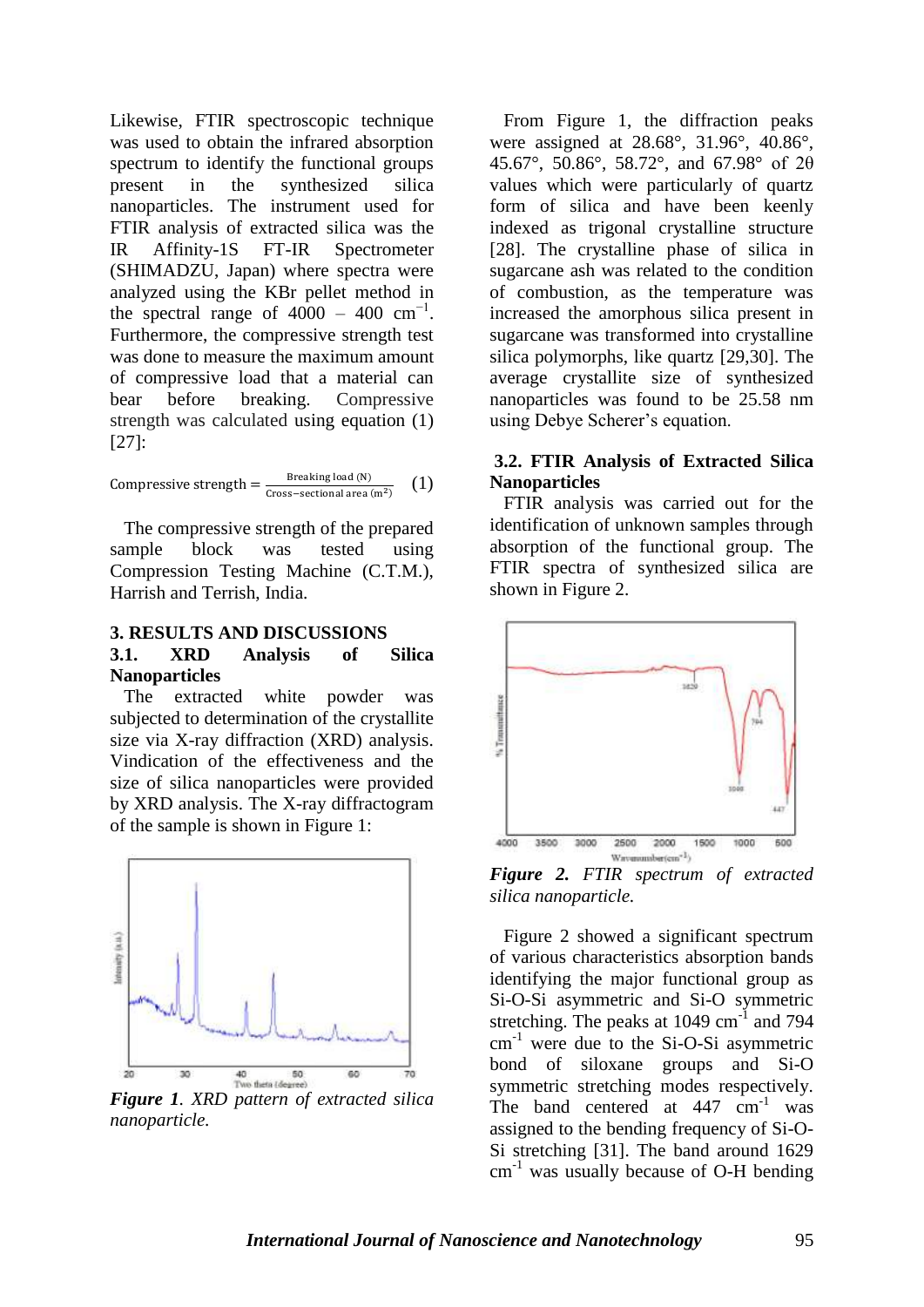Likewise, FTIR spectroscopic technique was used to obtain the infrared absorption spectrum to identify the functional groups present in the synthesized silica nanoparticles. The instrument used for FTIR analysis of extracted silica was the IR Affinity-1S FT-IR Spectrometer (SHIMADZU, Japan) where spectra were analyzed using the KBr pellet method in the spectral range of 4000 – 400 $cm^{-1}$. Furthermore, the compressive strength test was done to measure the maximum amount of compressive load that a material can bear before breaking. Compressive strength was calculated using equation (1) [27]:

$$\text{Compressive strength} = \frac{\text{Breaking load (N)}}{\text{Cross-sectional area } (m^2)} \quad (1)$$

The compressive strength of the prepared sample block was tested using Compression Testing Machine (C.T.M.), Harrish and Terrish, India.

## 3. RESULTS AND DISCUSSIONS

### 3.1. XRD Analysis of Silica Nanoparticles

The extracted white powder was subjected to determination of the crystallite size via X-ray diffraction (XRD) analysis. Vindication of the effectiveness and the size of silica nanoparticles were provided by XRD analysis. The X-ray diffractogram of the sample is shown in Figure 1:

*Figure 1. XRD pattern of extracted silica nanoparticle.*

From Figure 1, the diffraction peaks were assigned at 28.68°, 31.96°, 40.86°, 45.67°, 50.86°, 58.72°, and 67.98° of 2θ values which were particularly of quartz form of silica and have been keenly indexed as trigonal crystalline structure [28]. The crystalline phase of silica in sugarcane ash was related to the condition of combustion, as the temperature was increased the amorphous silica present in sugarcane was transformed into crystalline silica polymorphs, like quartz [29,30]. The average crystallite size of synthesized nanoparticles was found to be 25.58 nm using Debye Scherer's equation.

### 3.2. FTIR Analysis of Extracted Silica Nanoparticles

FTIR analysis was carried out for the identification of unknown samples through absorption of the functional group. The FTIR spectra of synthesized silica are shown in Figure 2.

*Figure 2. FTIR spectrum of extracted silica nanoparticle.*

Figure 2 showed a significant spectrum of various characteristics absorption bands identifying the major functional group as Si-O-Si asymmetric and Si-O symmetric stretching. The peaks at 1049 $cm^{-1}$ and 794 $cm^{-1}$ were due to the Si-O-Si asymmetric bond of siloxane groups and Si-O symmetric stretching modes respectively. The band centered at 447 $cm^{-1}$ was assigned to the bending frequency of Si-O-Si stretching [31]. The band around 1629 $cm^{-1}$ was usually because of O-H bending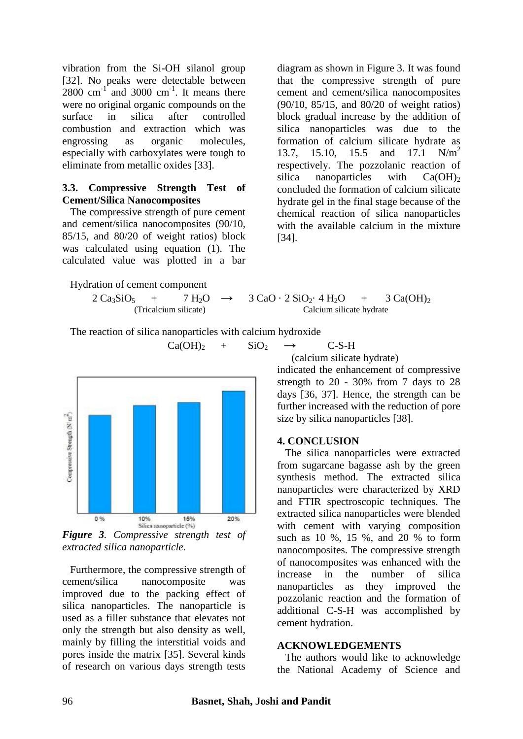vibration from the Si-OH silanol group [32]. No peaks were detectable between 2800 $cm^{-1}$ and 3000 $cm^{-1}$. It means there were no original organic compounds on the surface in silica after controlled combustion and extraction which was engrossing as organic molecules, especially with carboxylates were tough to eliminate from metallic oxides [33].

### 3.3. Compressive Strength Test of Cement/Silica Nanocomposites

The compressive strength of pure cement and cement/silica nanocomposites (90/10, 85/15, and 80/20 of weight ratios) block was calculated using equation (1). The calculated value was plotted in a bar diagram as shown in Figure 3. It was found that the compressive strength of pure cement and cement/silica nanocomposites (90/10, 85/15, and 80/20 of weight ratios) block gradual increase by the addition of silica nanoparticles was due to the formation of calcium silicate hydrate as 13.7, 15.10, 15.5 and 17.1 $N/m^2$ respectively. The pozzolanic reaction of silica nanoparticles with $Ca(OH)_2$ concluded the formation of calcium silicate hydrate gel in the final stage because of the chemical reaction of silica nanoparticles with the available calcium in the mixture [34].

Hydration of cement component

$$2\,Ca_3SiO_5 + 7\,H_2O \rightarrow 3\,CaO \cdot 2\,SiO_2 \cdot 4\,H_2O + 3\,Ca(OH)_2$$

(Tricalcium silicate) → Calcium silicate hydrate

The reaction of silica nanoparticles with calcium hydroxide

$$Ca(OH)_2 + SiO_2 \rightarrow \text{C-S-H}$$

(calcium silicate hydrate)

*Figure 3. Compressive strength test of extracted silica nanoparticle.*

Furthermore, the compressive strength of cement/silica nanocomposite was improved due to the packing effect of silica nanoparticles. The nanoparticle is used as a filler substance that elevates not only the strength but also density as well, mainly by filling the interstitial voids and pores inside the matrix [35]. Several kinds of research on various days strength tests indicated the enhancement of compressive strength to 20 - 30% from 7 days to 28 days [36, 37]. Hence, the strength can be further increased with the reduction of pore size by silica nanoparticles [38].

## 4. CONCLUSION

The silica nanoparticles were extracted from sugarcane bagasse ash by the green synthesis method. The extracted silica nanoparticles were characterized by XRD and FTIR spectroscopic techniques. The extracted silica nanoparticles were blended with cement with varying composition such as 10 %, 15 %, and 20 % to form nanocomposites. The compressive strength of nanocomposites was enhanced with the increase in the number of silica nanoparticles as they improved the pozzolanic reaction and the formation of additional C-S-H was accomplished by cement hydration.

## ACKNOWLEDGEMENTS

The authors would like to acknowledge the National Academy of Science and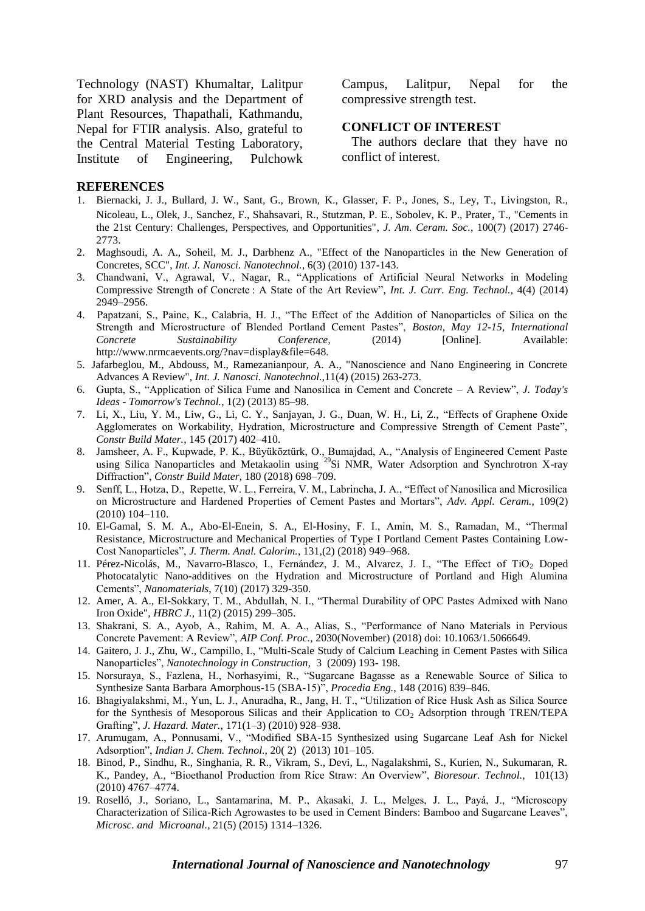Technology (NAST) Khumaltar, Lalitpur for XRD analysis and the Department of Plant Resources, Thapathali, Kathmandu, Nepal for FTIR analysis. Also, grateful to the Central Material Testing Laboratory, Institute of Engineering, Pulchowk Campus, Lalitpur, Nepal for the compressive strength test.

## CONFLICT OF INTEREST

The authors declare that they have no conflict of interest.

## REFERENCES

1. Biernacki, J. J., Bullard, J. W., Sant, G., Brown, K., Glasser, F. P., Jones, S., Ley, T., Livingston, R., Nicoleau, L., Olek, J., Sanchez, F., Shahsavari, R., Stutzman, P. E., Sobolev, K. P., Prater, T., "Cements in the 21st Century: Challenges, Perspectives, and Opportunities", *J. Am. Ceram. Soc.*, 100(7) (2017) 2746-2773.
2. Maghsoudi, A. A., Soheil, M. J., Darbhenz A., "Effect of the Nanoparticles in the New Generation of Concretes, SCC", *Int. J. Nanosci. Nanotechnol.,* 6(3) (2010) 137-143.
3. Chandwani, V., Agrawal, V., Nagar, R., "Applications of Artificial Neural Networks in Modeling Compressive Strength of Concrete : A State of the Art Review", *Int. J. Curr. Eng. Technol.*, 4(4) (2014) 2949–2956.
4. Papatzani, S., Paine, K., Calabria, H. J., "The Effect of the Addition of Nanoparticles of Silica on the Strength and Microstructure of Blended Portland Cement Pastes", *Boston, May 12-15, International Concrete Sustainability Conference,* (2014) [Online]. Available: http://www.nrmcaevents.org/?nav=display&file=648.
5. Jafarbeglou, M., Abdouss, M., Ramezanianpour, A. A., "Nanoscience and Nano Engineering in Concrete Advances A Review", *Int. J. Nanosci. Nanotechnol.*,11(4) (2015) 263-273.
6. Gupta, S., "Application of Silica Fume and Nanosilica in Cement and Concrete – A Review", *J. Today's Ideas - Tomorrow's Technol.*, 1(2) (2013) 85–98.
7. Li, X., Liu, Y. M., Liw, G., Li, C. Y., Sanjayan, J. G., Duan, W. H., Li, Z., "Effects of Graphene Oxide Agglomerates on Workability, Hydration, Microstructure and Compressive Strength of Cement Paste", *Constr Build Mater.*, 145 (2017) 402–410.
8. Jamsheer, A. F., Kupwade, P. K., Büyüköztürk, O., Bumajdad, A., "Analysis of Engineered Cement Paste using Silica Nanoparticles and Metakaolin using $^{29}$Si NMR, Water Adsorption and Synchrotron X-ray Diffraction", *Constr Build Mater*, 180 (2018) 698–709.
9. Senff, L., Hotza, D., Repette, W. L., Ferreira, V. M., Labrincha, J. A., "Effect of Nanosilica and Microsilica on Microstructure and Hardened Properties of Cement Pastes and Mortars", *Adv. Appl. Ceram.,* 109(2) (2010) 104–110.
10. El-Gamal, S. M. A., Abo-El-Enein, S. A., El-Hosiny, F. I., Amin, M. S., Ramadan, M., "Thermal Resistance, Microstructure and Mechanical Properties of Type I Portland Cement Pastes Containing Low-Cost Nanoparticles", *J. Therm. Anal. Calorim.*, 131,(2) (2018) 949–968.
11. Pérez-Nicolás, M., Navarro-Blasco, I., Fernández, J. M., Alvarez, J. I., "The Effect of $TiO_2$ Doped Photocatalytic Nano-additives on the Hydration and Microstructure of Portland and High Alumina Cements", *Nanomaterials*, 7(10) (2017) 329-350.
12. Amer, A. A., El-Sokkary, T. M., Abdullah, N. I., "Thermal Durability of OPC Pastes Admixed with Nano Iron Oxide", *HBRC J.,* 11(2) (2015) 299–305.
13. Shakrani, S. A., Ayob, A., Rahim, M. A. A., Alias, S., "Performance of Nano Materials in Pervious Concrete Pavement: A Review", *AIP Conf. Proc.*, 2030(November) (2018) doi: 10.1063/1.5066649.
14. Gaitero, J. J., Zhu, W., Campillo, I., "Multi-Scale Study of Calcium Leaching in Cement Pastes with Silica Nanoparticles", *Nanotechnology in Construction,* 3 (2009) 193- 198.
15. Norsuraya, S., Fazlena, H., Norhasyimi, R., "Sugarcane Bagasse as a Renewable Source of Silica to Synthesize Santa Barbara Amorphous-15 (SBA-15)", *Procedia Eng.*, 148 (2016) 839–846.
16. Bhagiyalakshmi, M., Yun, L. J., Anuradha, R., Jang, H. T., "Utilization of Rice Husk Ash as Silica Source for the Synthesis of Mesoporous Silicas and their Application to $CO_2$ Adsorption through TREN/TEPA Grafting", *J. Hazard. Mater.,* 171(1–3) (2010) 928–938.
17. Arumugam, A., Ponnusami, V., "Modified SBA-15 Synthesized using Sugarcane Leaf Ash for Nickel Adsorption", *Indian J. Chem. Technol.*, 20( 2) (2013) 101–105.
18. Binod, P., Sindhu, R., Singhania, R. R., Vikram, S., Devi, L., Nagalakshmi, S., Kurien, N., Sukumaran, R. K., Pandey, A., "Bioethanol Production from Rice Straw: An Overview", *Bioresour. Technol.,* 101(13) (2010) 4767–4774.
19. Roselló, J., Soriano, L., Santamarina, M. P., Akasaki, J. L., Melges, J. L., Payá, J., "Microscopy Characterization of Silica-Rich Agrowastes to be used in Cement Binders: Bamboo and Sugarcane Leaves", *Microsc. and Microanal.*, 21(5) (2015) 1314–1326.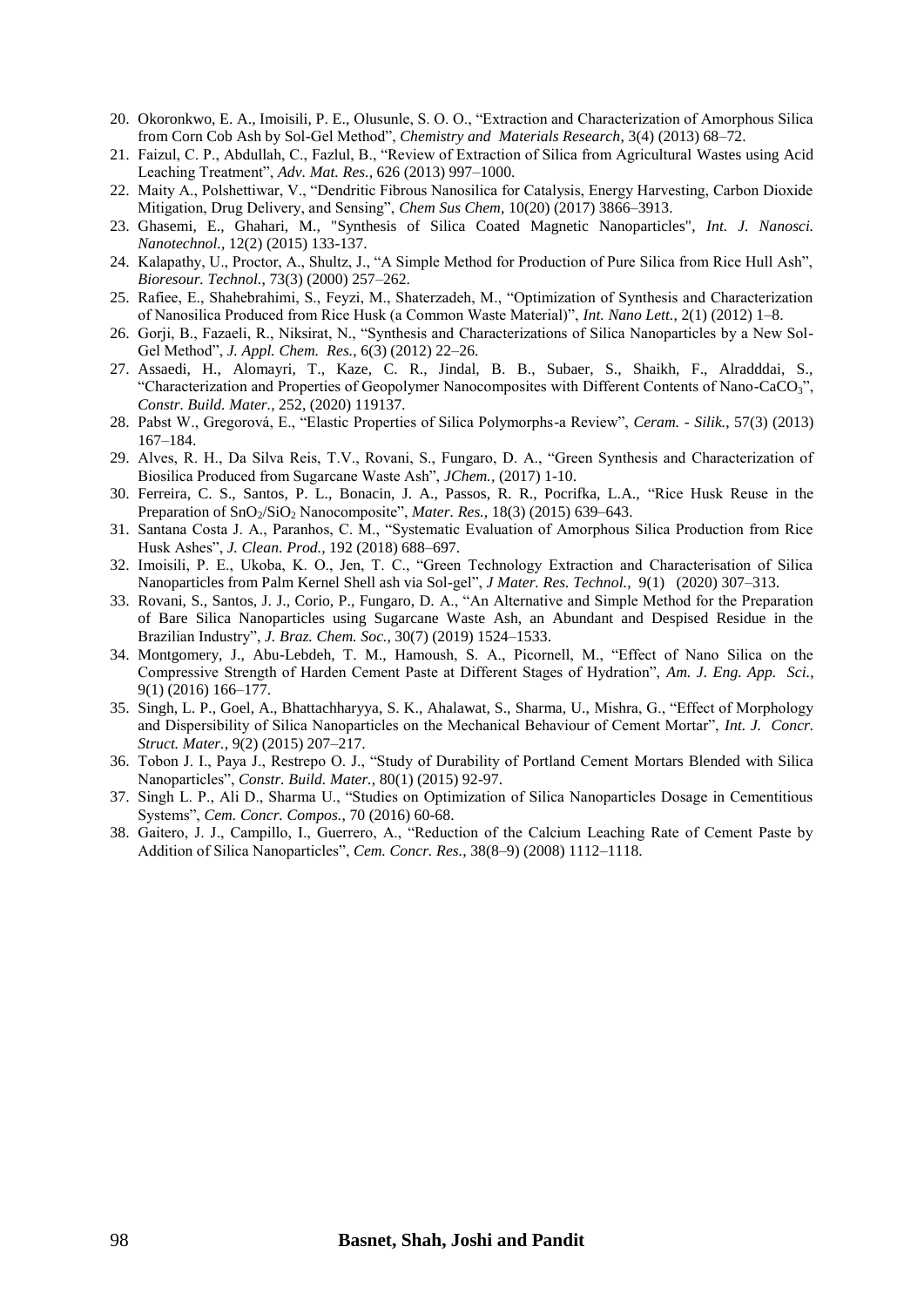20. Okoronkwo, E. A., Imoisili, P. E., Olusunle, S. O. O., "Extraction and Characterization of Amorphous Silica from Corn Cob Ash by Sol-Gel Method", *Chemistry and Materials Research*, 3(4) (2013) 68–72.
21. Faizul, C. P., Abdullah, C., Fazlul, B., "Review of Extraction of Silica from Agricultural Wastes using Acid Leaching Treatment", *Adv. Mat. Res.*, 626 (2013) 997–1000.
22. Maity A., Polshettiwar, V., "Dendritic Fibrous Nanosilica for Catalysis, Energy Harvesting, Carbon Dioxide Mitigation, Drug Delivery, and Sensing", *Chem Sus Chem*, 10(20) (2017) 3866–3913.
23. Ghasemi, E., Ghahari, M., "Synthesis of Silica Coated Magnetic Nanoparticles", *Int. J. Nanosci. Nanotechnol.*, 12(2) (2015) 133-137.
24. Kalapathy, U., Proctor, A., Shultz, J., "A Simple Method for Production of Pure Silica from Rice Hull Ash", *Bioresour. Technol.*, 73(3) (2000) 257–262.
25. Rafiee, E., Shahebrahimi, S., Feyzi, M., Shaterzadeh, M., "Optimization of Synthesis and Characterization of Nanosilica Produced from Rice Husk (a Common Waste Material)", *Int. Nano Lett.*, 2(1) (2012) 1–8.
26. Gorji, B., Fazaeli, R., Niksirat, N., "Synthesis and Characterizations of Silica Nanoparticles by a New Sol-Gel Method", *J. Appl. Chem. Res.*, 6(3) (2012) 22–26.
27. Assaedi, H., Alomayri, T., Kaze, C. R., Jindal, B. B., Subaer, S., Shaikh, F., Alradddai, S., "Characterization and Properties of Geopolymer Nanocomposites with Different Contents of Nano-$CaCO_3$", *Constr. Build. Mater.*, 252, (2020) 119137.
28. Pabst W., Gregorová, E., "Elastic Properties of Silica Polymorphs-a Review", *Ceram. - Silik.*, 57(3) (2013) 167–184.
29. Alves, R. H., Da Silva Reis, T.V., Rovani, S., Fungaro, D. A., "Green Synthesis and Characterization of Biosilica Produced from Sugarcane Waste Ash", *JChem.*, (2017) 1-10.
30. Ferreira, C. S., Santos, P. L., Bonacin, J. A., Passos, R. R., Pocrifka, L.A., "Rice Husk Reuse in the Preparation of $SnO_2$/$SiO_2$ Nanocomposite", *Mater. Res.*, 18(3) (2015) 639–643.
31. Santana Costa J. A., Paranhos, C. M., "Systematic Evaluation of Amorphous Silica Production from Rice Husk Ashes", *J. Clean. Prod.*, 192 (2018) 688–697.
32. Imoisili, P. E., Ukoba, K. O., Jen, T. C., "Green Technology Extraction and Characterisation of Silica Nanoparticles from Palm Kernel Shell ash via Sol-gel", *J Mater. Res. Technol.*, 9(1) (2020) 307–313.
33. Rovani, S., Santos, J. J., Corio, P., Fungaro, D. A., "An Alternative and Simple Method for the Preparation of Bare Silica Nanoparticles using Sugarcane Waste Ash, an Abundant and Despised Residue in the Brazilian Industry", *J. Braz. Chem. Soc.*, 30(7) (2019) 1524–1533.
34. Montgomery, J., Abu-Lebdeh, T. M., Hamoush, S. A., Picornell, M., "Effect of Nano Silica on the Compressive Strength of Harden Cement Paste at Different Stages of Hydration", *Am. J. Eng. App. Sci.*, 9(1) (2016) 166–177.
35. Singh, L. P., Goel, A., Bhattachharyya, S. K., Ahalawat, S., Sharma, U., Mishra, G., "Effect of Morphology and Dispersibility of Silica Nanoparticles on the Mechanical Behaviour of Cement Mortar", *Int. J. Concr. Struct. Mater.*, 9(2) (2015) 207–217.
36. Tobon J. I., Paya J., Restrepo O. J., "Study of Durability of Portland Cement Mortars Blended with Silica Nanoparticles", *Constr. Build. Mater.*, 80(1) (2015) 92-97.
37. Singh L. P., Ali D., Sharma U., "Studies on Optimization of Silica Nanoparticles Dosage in Cementitious Systems", *Cem. Concr. Compos.*, 70 (2016) 60-68.
38. Gaitero, J. J., Campillo, I., Guerrero, A., "Reduction of the Calcium Leaching Rate of Cement Paste by Addition of Silica Nanoparticles", *Cem. Concr. Res.*, 38(8–9) (2008) 1112–1118.